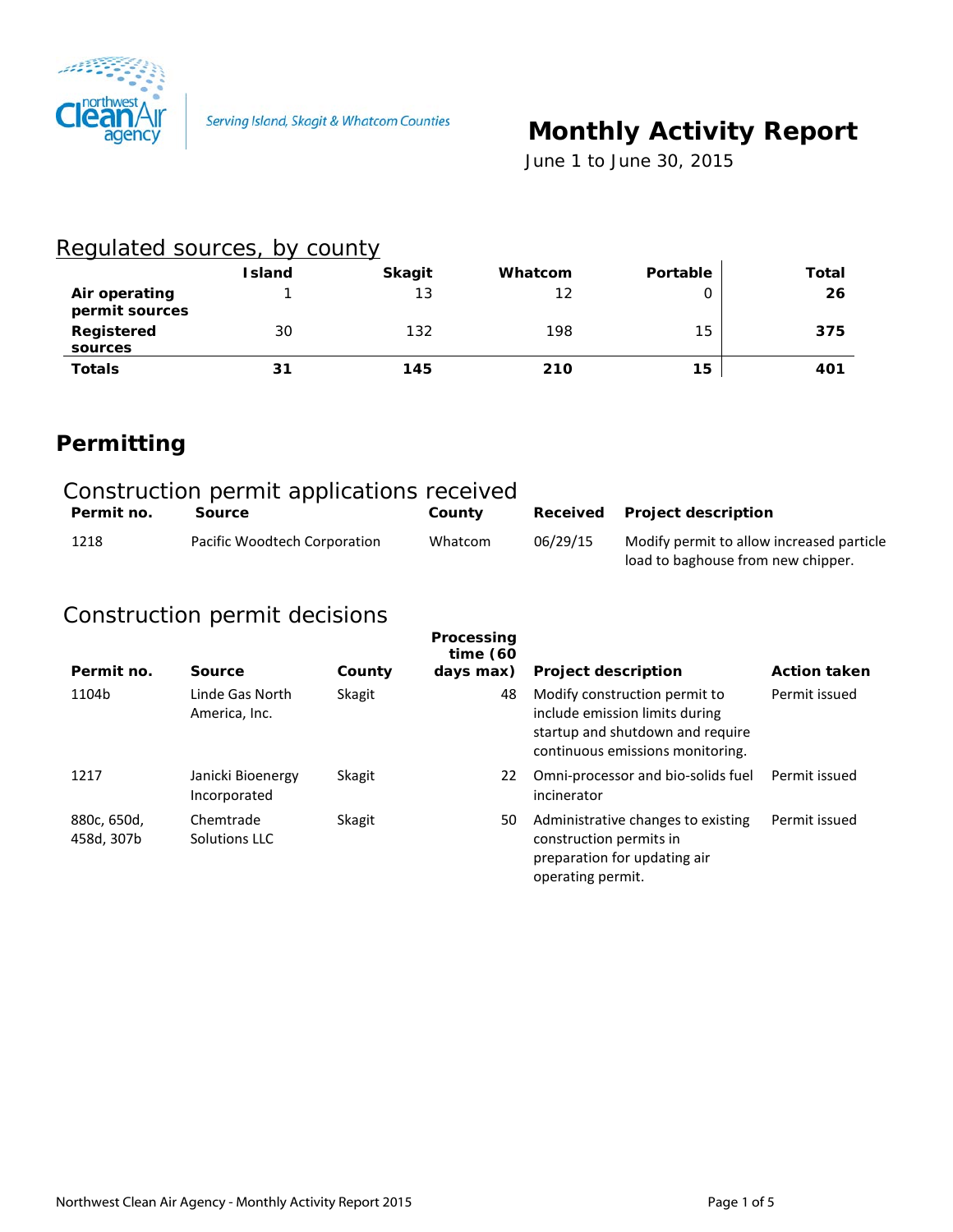Serving Island, Skagit & Whatcom Counties

# Monthly Activity Report

June 1 to June 30, 2015

## Regulated sources, by county

| | Island | Skagit | Whatcom | Portable | Total |
|---|---|---|---|---|---|
| **Air operating permit sources** | 1 | 13 | 12 | 0 | **26** |
| **Registered sources** | 30 | 132 | 198 | 15 | **375** |
| **Totals** | **31** | **145** | **210** | **15** | **401** |

# Permitting

## Construction permit applications received

| Permit no. | Source | County | Received | Project description |
|---|---|---|---|---|
| 1218 | Pacific Woodtech Corporation | Whatcom | 06/29/15 | Modify permit to allow increased particle load to baghouse from new chipper. |

## Construction permit decisions

| Permit no. | Source | County | Processing time (60 days max) | Project description | Action taken |
|---|---|---|---|---|---|
| 1104b | Linde Gas North America, Inc. | Skagit | 48 | Modify construction permit to include emission limits during startup and shutdown and require continuous emissions monitoring. | Permit issued |
| 1217 | Janicki Bioenergy Incorporated | Skagit | 22 | Omni-processor and bio-solids fuel incinerator | Permit issued |
| 880c, 650d, 458d, 307b | Chemtrade Solutions LLC | Skagit | 50 | Administrative changes to existing construction permits in preparation for updating air operating permit. | Permit issued |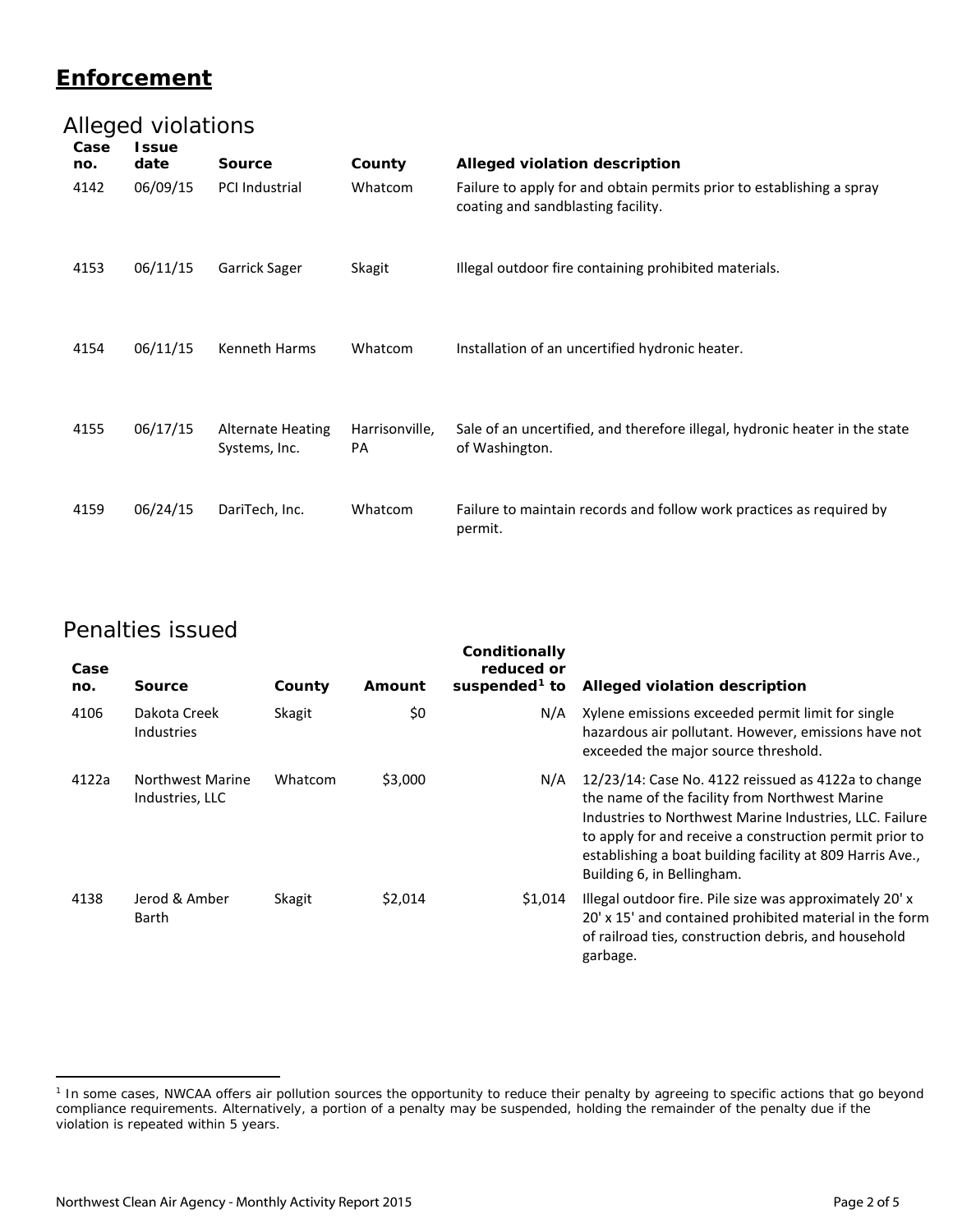# Enforcement

## Alleged violations

| Case no. | Issue date | Source | County | Alleged violation description |
|---|---|---|---|---|
| 4142 | 06/09/15 | PCI Industrial | Whatcom | Failure to apply for and obtain permits prior to establishing a spray coating and sandblasting facility. |
| 4153 | 06/11/15 | Garrick Sager | Skagit | Illegal outdoor fire containing prohibited materials. |
| 4154 | 06/11/15 | Kenneth Harms | Whatcom | Installation of an uncertified hydronic heater. |
| 4155 | 06/17/15 | Alternate Heating Systems, Inc. | Harrisonville, PA | Sale of an uncertified, and therefore illegal, hydronic heater in the state of Washington. |
| 4159 | 06/24/15 | DariTech, Inc. | Whatcom | Failure to maintain records and follow work practices as required by permit. |

## Penalties issued

| Case no. | Source | County | Amount | Conditionally reduced or suspended[1] to | Alleged violation description |
|---|---|---|---|---|---|
| 4106 | Dakota Creek Industries | Skagit | $0 | N/A | Xylene emissions exceeded permit limit for single hazardous air pollutant. However, emissions have not exceeded the major source threshold. |
| 4122a | Northwest Marine Industries, LLC | Whatcom | $3,000 | N/A | 12/23/14: Case No. 4122 reissued as 4122a to change the name of the facility from Northwest Marine Industries to Northwest Marine Industries, LLC. Failure to apply for and receive a construction permit prior to establishing a boat building facility at 809 Harris Ave., Building 6, in Bellingham. |
| 4138 | Jerod & Amber Barth | Skagit | $2,014 | $1,014 | Illegal outdoor fire. Pile size was approximately 20' x 20' x 15' and contained prohibited material in the form of railroad ties, construction debris, and household garbage. |

[1] In some cases, NWCAA offers air pollution sources the opportunity to reduce their penalty by agreeing to specific actions that go beyond compliance requirements. Alternatively, a portion of a penalty may be suspended, holding the remainder of the penalty due if the violation is repeated within 5 years.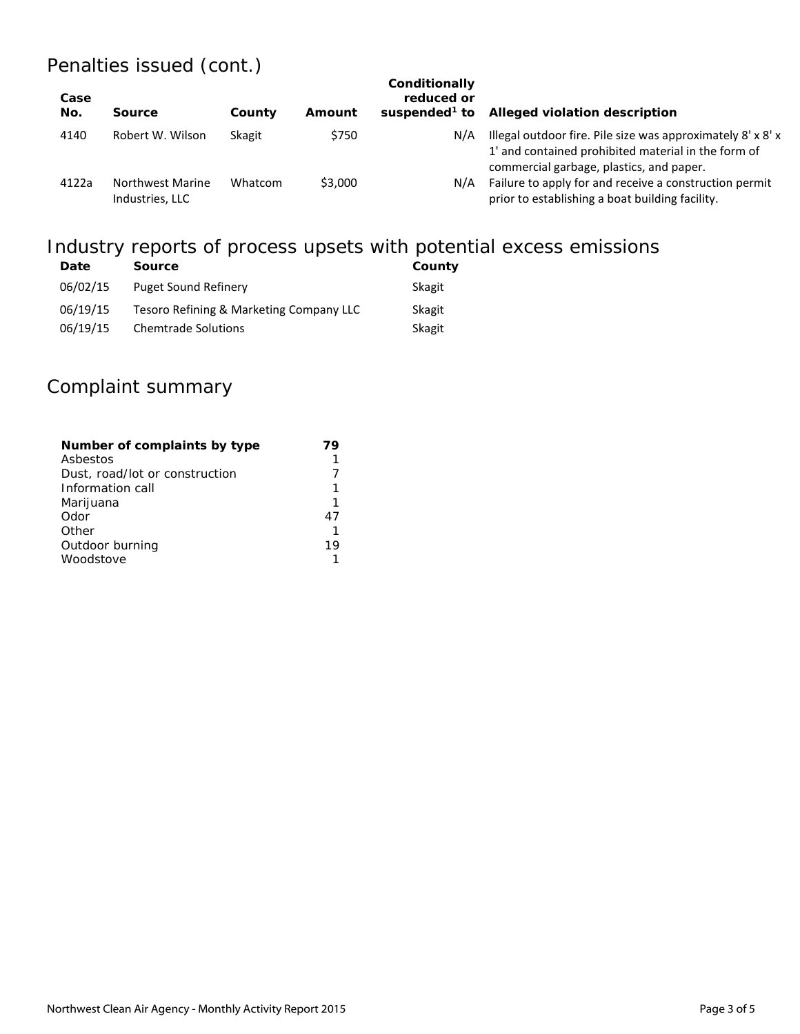## Penalties issued (cont.)

| Case No. | Source | County | Amount | Conditionally reduced or suspended[1] to | Alleged violation description |
|---|---|---|---|---|---|
| 4140 | Robert W. Wilson | Skagit | $750 | N/A | Illegal outdoor fire. Pile size was approximately 8' x 8' x 1' and contained prohibited material in the form of commercial garbage, plastics, and paper. |
| 4122a | Northwest Marine Industries, LLC | Whatcom | $3,000 | N/A | Failure to apply for and receive a construction permit prior to establishing a boat building facility. |

## Industry reports of process upsets with potential excess emissions

| Date | Source | County |
|---|---|---|
| 06/02/15 | Puget Sound Refinery | Skagit |
| 06/19/15 | Tesoro Refining & Marketing Company LLC | Skagit |
| 06/19/15 | Chemtrade Solutions | Skagit |

## Complaint summary

| Number of complaints by type | 79 |
|---|---|
| Asbestos | 1 |
| Dust, road/lot or construction | 7 |
| Information call | 1 |
| Marijuana | 1 |
| Odor | 47 |
| Other | 1 |
| Outdoor burning | 19 |
| Woodstove | 1 |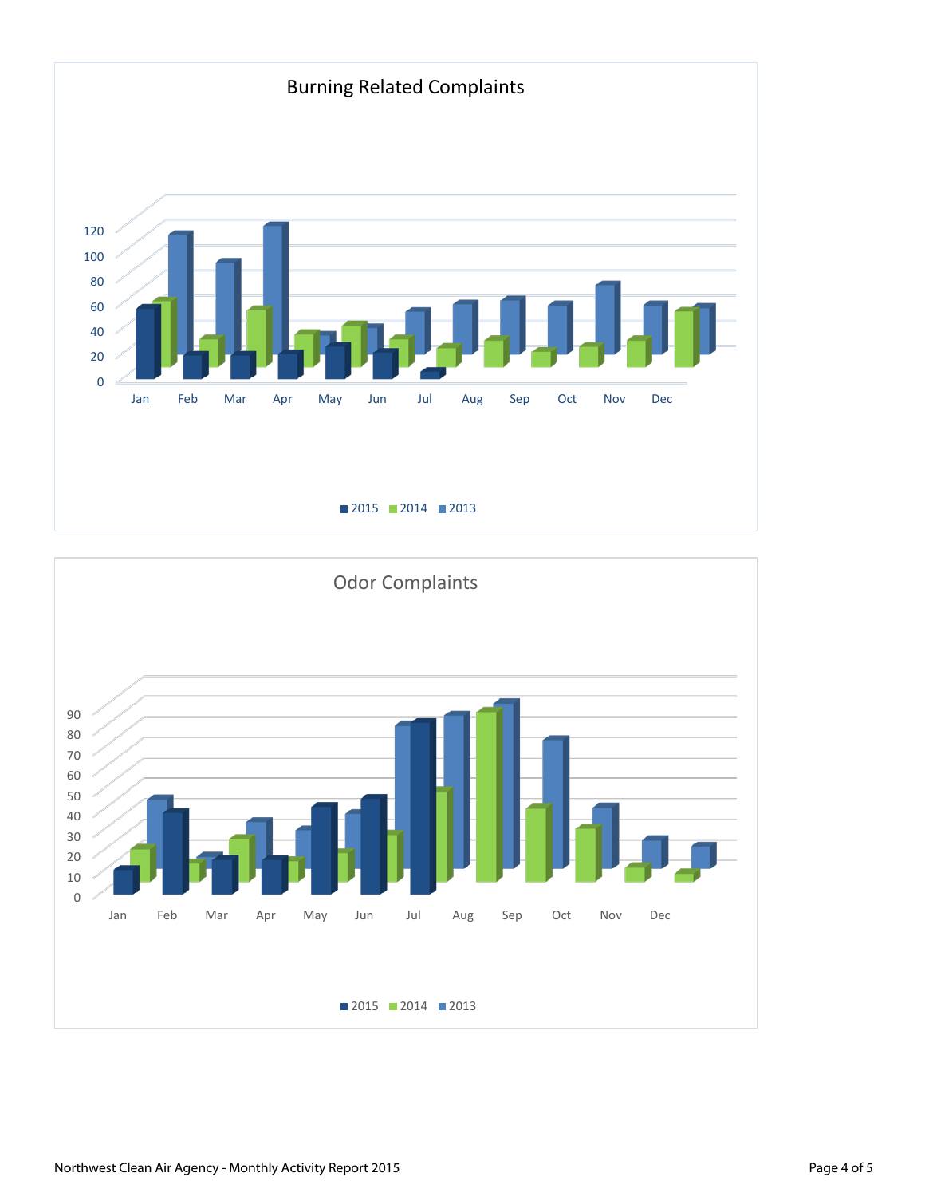## Burning Related Complaints

0, 20, 40, 60, 80, 100, 120

Jan Feb Mar Apr May Jun Jul Aug Sep Oct Nov Dec

2015 2014 2013

## Odor Complaints

0, 10, 20, 30, 40, 50, 60, 70, 80, 90

Jan Feb Mar Apr May Jun Jul Aug Sep Oct Nov Dec

2015 2014 2013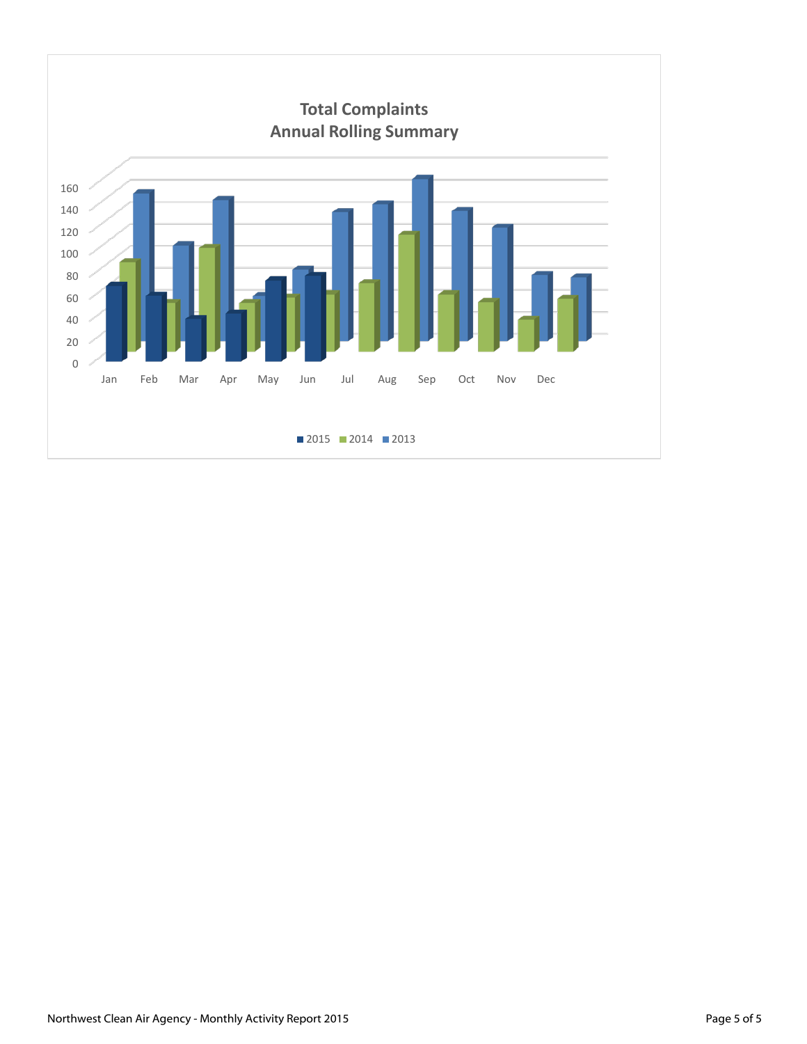Total Complaints
Annual Rolling Summary

160
140
120
100
80
60
40
20
0

Jan Feb Mar Apr May Jun Jul Aug Sep Oct Nov Dec

2015 2014 2013